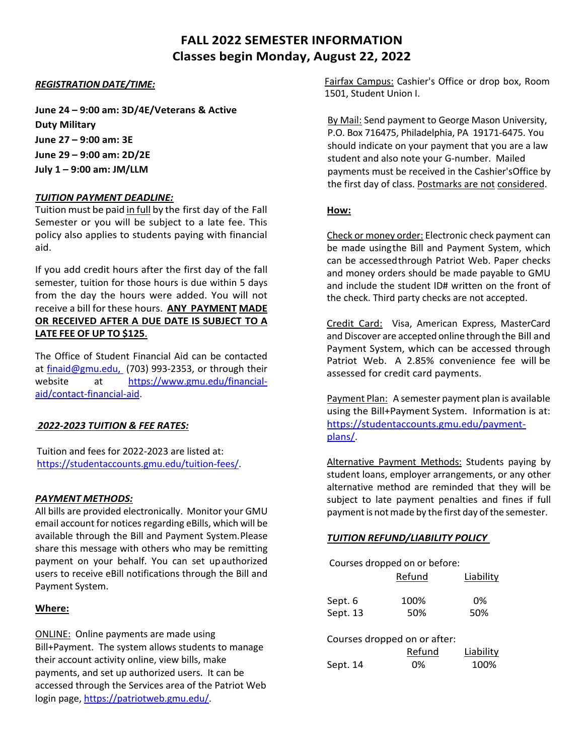# FALL 2022 SEMESTER INFORMATION
## Classes begin Monday, August 22, 2022

***REGISTRATION DATE/TIME:***

**June 24 – 9:00 am: 3D/4E/Veterans & Active Duty Military**
**June 27 – 9:00 am: 3E**
**June 29 – 9:00 am: 2D/2E**
**July 1 – 9:00 am: JM/LLM**

***TUITION PAYMENT DEADLINE:***

Tuition must be paid in full by the first day of the Fall Semester or you will be subject to a late fee. This policy also applies to students paying with financial aid.

If you add credit hours after the first day of the fall semester, tuition for those hours is due within 5 days from the day the hours were added. You will not receive a bill for these hours. **ANY PAYMENT MADE OR RECEIVED AFTER A DUE DATE IS SUBJECT TO A LATE FEE OF UP TO $125**.

The Office of Student Financial Aid can be contacted at finaid@gmu.edu, (703) 993-2353, or through their website at https://www.gmu.edu/financial-aid/contact-financial-aid.

***2022-2023 TUITION & FEE RATES:***

Tuition and fees for 2022-2023 are listed at: https://studentaccounts.gmu.edu/tuition-fees/.

***PAYMENT METHODS:***

All bills are provided electronically. Monitor your GMU email account for notices regarding eBills, which will be available through the Bill and Payment System. Please share this message with others who may be remitting payment on your behalf. You can set up authorized users to receive eBill notifications through the Bill and Payment System.

**Where:**

ONLINE: Online payments are made using Bill+Payment. The system allows students to manage their account activity online, view bills, make payments, and set up authorized users. It can be accessed through the Services area of the Patriot Web login page, https://patriotweb.gmu.edu/.

Fairfax Campus: Cashier's Office or drop box, Room 1501, Student Union I.

By Mail: Send payment to George Mason University, P.O. Box 716475, Philadelphia, PA 19171-6475. You should indicate on your payment that you are a law student and also note your G-number. Mailed payments must be received in the Cashier's Office by the first day of class. Postmarks are not considered.

**How:**

Check or money order: Electronic check payment can be made using the Bill and Payment System, which can be accessed through Patriot Web. Paper checks and money orders should be made payable to GMU and include the student ID# written on the front of the check. Third party checks are not accepted.

Credit Card: Visa, American Express, MasterCard and Discover are accepted online through the Bill and Payment System, which can be accessed through Patriot Web. A 2.85% convenience fee will be assessed for credit card payments.

Payment Plan: A semester payment plan is available using the Bill+Payment System. Information is at: https://studentaccounts.gmu.edu/payment-plans/.

Alternative Payment Methods: Students paying by student loans, employer arrangements, or any other alternative method are reminded that they will be subject to late payment penalties and fines if full payment is not made by the first day of the semester.

***TUITION REFUND/LIABILITY POLICY***

Courses dropped on or before:

| | Refund | Liability |
|---|---|---|
| Sept. 6 | 100% | 0% |
| Sept. 13 | 50% | 50% |

Courses dropped on or after:

| | Refund | Liability |
|---|---|---|
| Sept. 14 | 0% | 100% |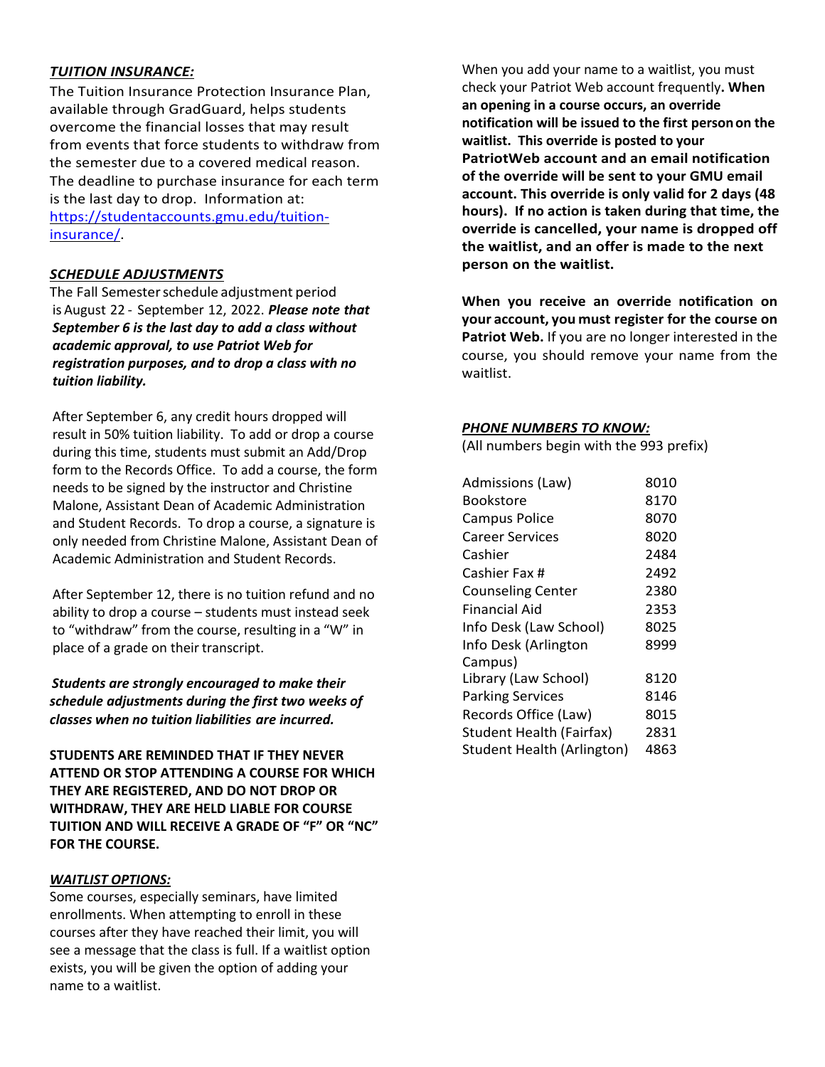***TUITION INSURANCE:***

The Tuition Insurance Protection Insurance Plan, available through GradGuard, helps students overcome the financial losses that may result from events that force students to withdraw from the semester due to a covered medical reason. The deadline to purchase insurance for each term is the last day to drop. Information at: https://studentaccounts.gmu.edu/tuition-insurance/.

***SCHEDULE ADJUSTMENTS***

The Fall Semester schedule adjustment period is August 22 - September 12, 2022. ***Please note that September 6 is the last day to add a class without academic approval, to use Patriot Web for registration purposes, and to drop a class with no tuition liability.***

After September 6, any credit hours dropped will result in 50% tuition liability. To add or drop a course during this time, students must submit an Add/Drop form to the Records Office. To add a course, the form needs to be signed by the instructor and Christine Malone, Assistant Dean of Academic Administration and Student Records. To drop a course, a signature is only needed from Christine Malone, Assistant Dean of Academic Administration and Student Records.

After September 12, there is no tuition refund and no ability to drop a course – students must instead seek to "withdraw" from the course, resulting in a "W" in place of a grade on their transcript.

***Students are strongly encouraged to make their schedule adjustments during the first two weeks of classes when no tuition liabilities are incurred.***

**STUDENTS ARE REMINDED THAT IF THEY NEVER ATTEND OR STOP ATTENDING A COURSE FOR WHICH THEY ARE REGISTERED, AND DO NOT DROP OR WITHDRAW, THEY ARE HELD LIABLE FOR COURSE TUITION AND WILL RECEIVE A GRADE OF "F" OR "NC" FOR THE COURSE.**

***WAITLIST OPTIONS:***

Some courses, especially seminars, have limited enrollments. When attempting to enroll in these courses after they have reached their limit, you will see a message that the class is full. If a waitlist option exists, you will be given the option of adding your name to a waitlist.

When you add your name to a waitlist, you must check your Patriot Web account frequently**. When an opening in a course occurs, an override notification will be issued to the first person on the waitlist. This override is posted to your PatriotWeb account and an email notification of the override will be sent to your GMU email account. This override is only valid for 2 days (48 hours). If no action is taken during that time, the override is cancelled, your name is dropped off the waitlist, and an offer is made to the next person on the waitlist.**

**When you receive an override notification on your account, you must register for the course on Patriot Web.** If you are no longer interested in the course, you should remove your name from the waitlist.

***PHONE NUMBERS TO KNOW:***

(All numbers begin with the 993 prefix)

| | |
|---|---|
| Admissions (Law) | 8010 |
| Bookstore | 8170 |
| Campus Police | 8070 |
| Career Services | 8020 |
| Cashier | 2484 |
| Cashier Fax # | 2492 |
| Counseling Center | 2380 |
| Financial Aid | 2353 |
| Info Desk (Law School) | 8025 |
| Info Desk (Arlington Campus) | 8999 |
| Library (Law School) | 8120 |
| Parking Services | 8146 |
| Records Office (Law) | 8015 |
| Student Health (Fairfax) | 2831 |
| Student Health (Arlington) | 4863 |